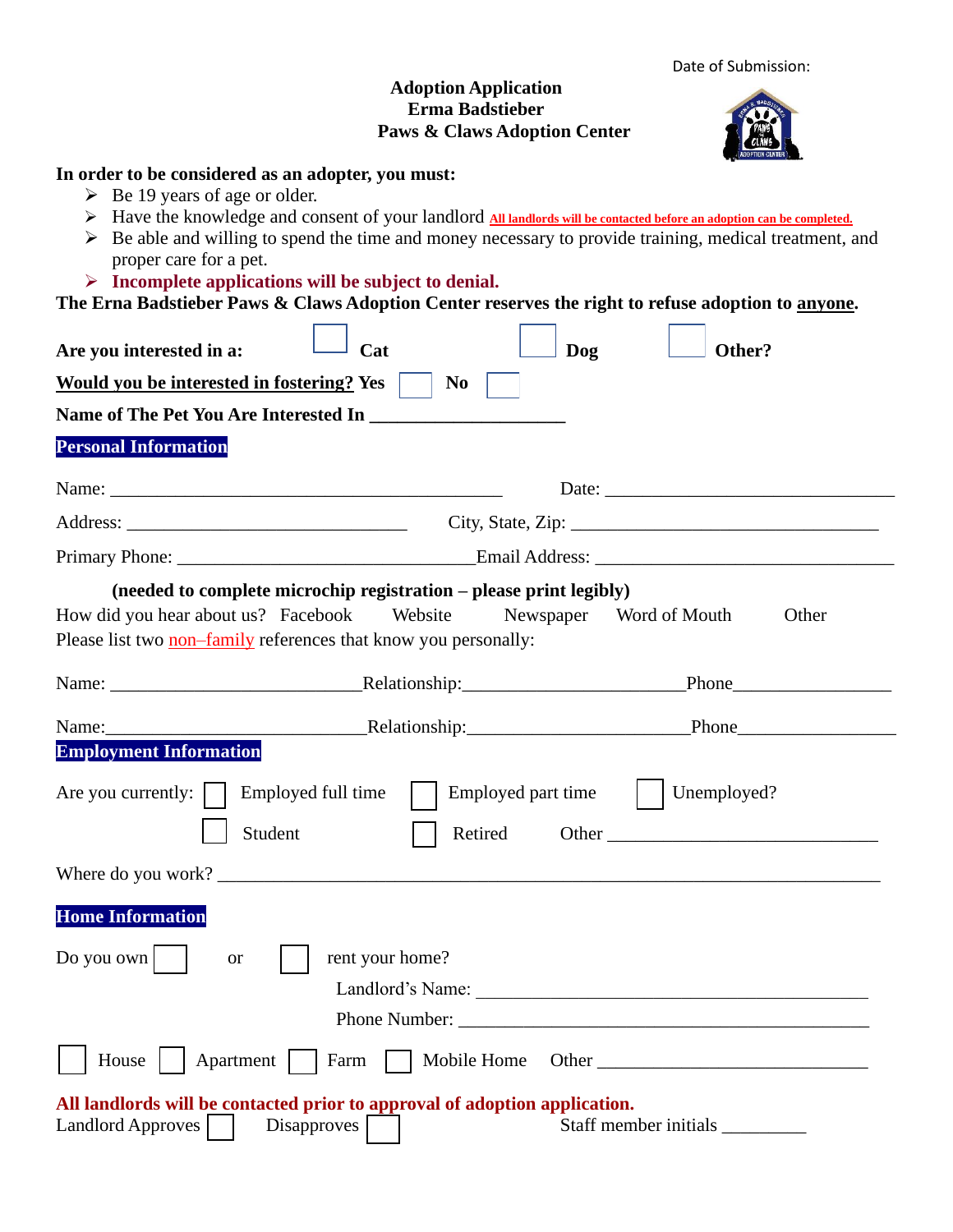Date of Submission:

**Adoption Application**
**Erna Badstieber**
**Paws & Claws Adoption Center**

**In order to be considered as an adopter, you must:**

- Be 19 years of age or older.
- Have the knowledge and consent of your landlord **All landlords will be contacted before an adoption can be completed.**
- Be able and willing to spend the time and money necessary to provide training, medical treatment, and proper care for a pet.
- **Incomplete applications will be subject to denial.**

**The Erna Badstieber Paws & Claws Adoption Center reserves the right to refuse adoption to anyone.**

**Are you interested in a:** ☐ **Cat** ☐ **Dog** ☐ **Other?**

**Would you be interested in fostering? Yes** ☐ **No** ☐

**Name of The Pet You Are Interested In** ____________________

## Personal Information

Name: ____________________________________________ Date: ______________________________

Address: _______________________________ City, State, Zip: __________________________________

Primary Phone: _________________________________ Email Address: _________________________________

**(needed to complete microchip registration – please print legibly)**

How did you hear about us? Facebook Website Newspaper Word of Mouth Other

Please list two non–family references that know you personally:

Name: ___________________________ Relationship: ________________________ Phone________________

Name: ___________________________ Relationship: ________________________ Phone________________

## Employment Information

Are you currently: ☐ Employed full time ☐ Employed part time ☐ Unemployed?

☐ Student ☐ Retired Other ____________________________

Where do you work? ______________________________________________________________________

## Home Information

Do you own ☐ or ☐ rent your home?

Landlord's Name: ___________________________________________

Phone Number: ____________________________________________

☐ House ☐ Apartment ☐ Farm ☐ Mobile Home Other ____________________________

**All landlords will be contacted prior to approval of adoption application.**

Landlord Approves ☐ Disapproves ☐ Staff member initials _________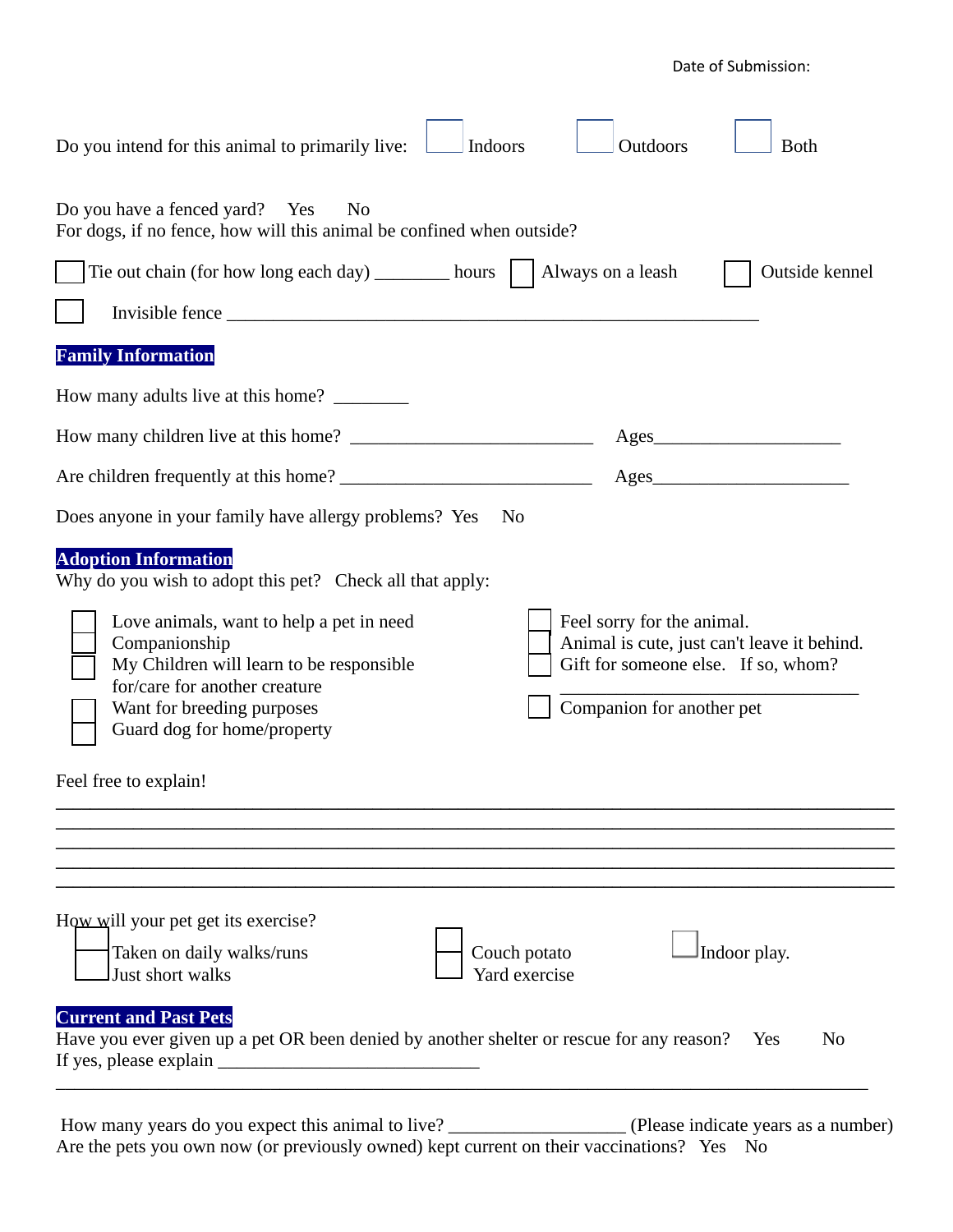Date of Submission:

Do you intend for this animal to primarily live: ☐ Indoors ☐ Outdoors ☐ Both

Do you have a fenced yard? Yes No
For dogs, if no fence, how will this animal be confined when outside?

☐ Tie out chain (for how long each day) ________ hours ☐ Always on a leash ☐ Outside kennel

☐ Invisible fence ___________________________________________________________

## Family Information

How many adults live at this home? ________

How many children live at this home? ___________________________ Ages____________________

Are children frequently at this home? ____________________________ Ages______________________

Does anyone in your family have allergy problems? Yes No

## Adoption Information

Why do you wish to adopt this pet? Check all that apply:

- ☐ Love animals, want to help a pet in need
- ☐ Companionship
- ☐ My Children will learn to be responsible for/care for another creature
- ☐ Want for breeding purposes
- ☐ Guard dog for home/property
- ☐ Feel sorry for the animal.
- ☐ Animal is cute, just can't leave it behind.
- ☐ Gift for someone else. If so, whom? _________________________________
- ☐ Companion for another pet

Feel free to explain!

_____________________________________________________________________________________________
_____________________________________________________________________________________________
_____________________________________________________________________________________________
_____________________________________________________________________________________________
_____________________________________________________________________________________________

How will your pet get its exercise?

- ☐ Taken on daily walks/runs
- ☐ Just short walks
- ☐ Couch potato
- ☐ Yard exercise
- ☐ Indoor play.

## Current and Past Pets

Have you ever given up a pet OR been denied by another shelter or rescue for any reason? Yes No
If yes, please explain ____________________________
_____________________________________________________________________________________________

How many years do you expect this animal to live? ___________________ (Please indicate years as a number)
Are the pets you own now (or previously owned) kept current on their vaccinations? Yes No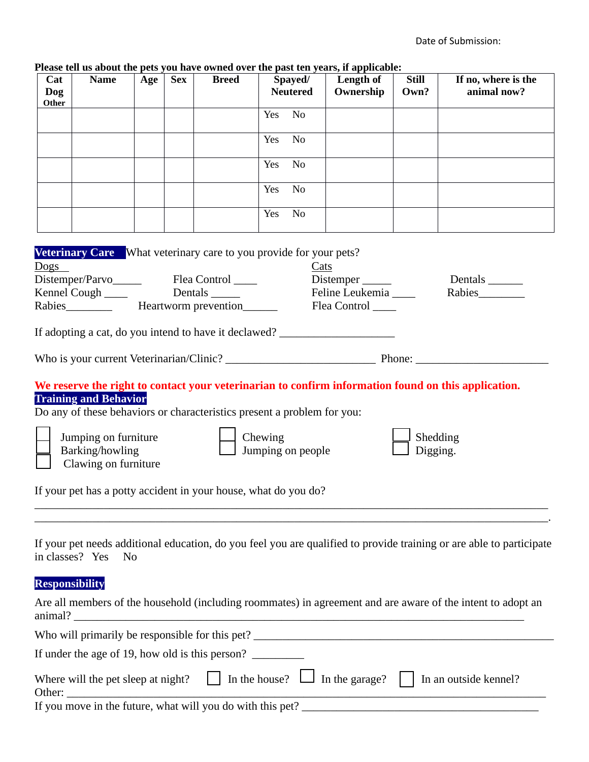Date of Submission:

**Please tell us about the pets you have owned over the past ten years, if applicable:**

| Cat Dog Other | Name | Age | Sex | Breed | Spayed/ Neutered | Length of Ownership | Still Own? | If no, where is the animal now? |
|---|---|---|---|---|---|---|---|---|
| | | | | | Yes No | | | |
| | | | | | Yes No | | | |
| | | | | | Yes No | | | |
| | | | | | Yes No | | | |
| | | | | | Yes No | | | |

**Veterinary Care** What veterinary care to you provide for your pets?

Dogs

Distemper/Parvo_____ Flea Control ____

Kennel Cough ____ Dentals _____

Rabies________ Heartworm prevention______

Cats

Distemper _____ Dentals ______

Feline Leukemia ____ Rabies________

Flea Control ____

If adopting a cat, do you intend to have it declawed? ___________________

Who is your current Veterinarian/Clinic? _________________________ Phone: ______________________

**We reserve the right to contact your veterinarian to confirm information found on this application.**

**Training and Behavior**

Do any of these behaviors or characteristics present a problem for you:

- ☐ Jumping on furniture
- ☐ Barking/howling
- ☐ Clawing on furniture
- ☐ Chewing
- ☐ Jumping on people
- ☐ Shedding
- ☐ Digging.

If your pet has a potty accident in your house, what do you do?

_____________________________________________________________________________________

_____________________________________________________________________________________.

If your pet needs additional education, do you feel you are qualified to provide training or are able to participate in classes? Yes No

**Responsibility**

Are all members of the household (including roommates) in agreement and are aware of the intent to adopt an animal? ___________________________________________________________________________

Who will primarily be responsible for this pet? ______________________________________________

If under the age of 19, how old is this person? _________

Where will the pet sleep at night? ☐ In the house? ☐ In the garage? ☐ In an outside kennel?

Other: _______________________________________________________________________________

If you move in the future, what will you do with this pet? _________________________________________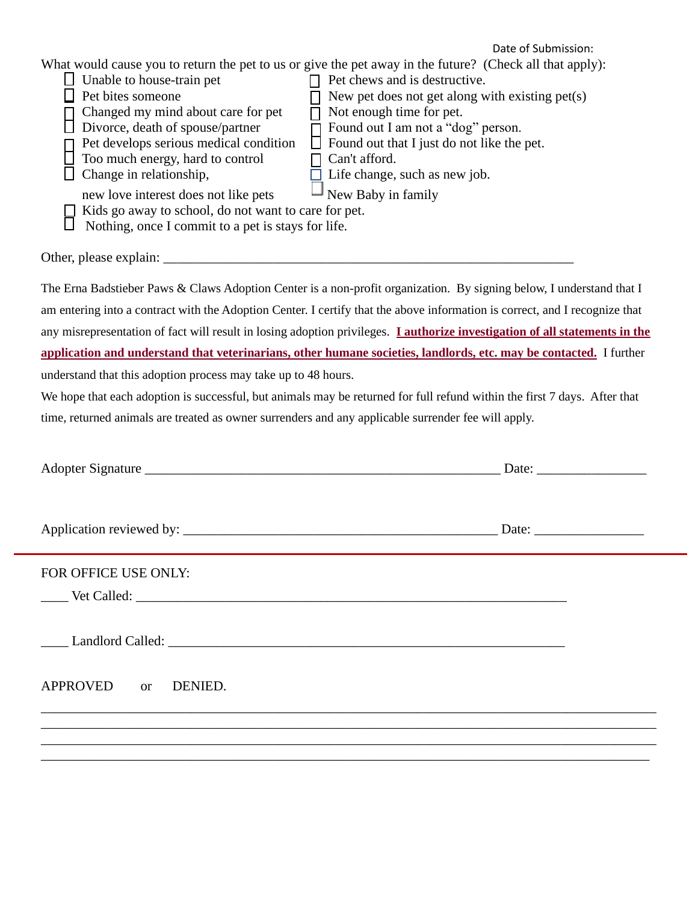Date of Submission:

What would cause you to return the pet to us or give the pet away in the future? (Check all that apply):

- ☐ Unable to house-train pet
- ☐ Pet bites someone
- ☐ Changed my mind about care for pet
- ☐ Divorce, death of spouse/partner
- ☐ Pet develops serious medical condition
- ☐ Too much energy, hard to control
- ☐ Change in relationship, new love interest does not like pets
- ☐ Pet chews and is destructive.
- ☐ New pet does not get along with existing pet(s)
- ☐ Not enough time for pet.
- ☐ Found out I am not a "dog" person.
- ☐ Found out that I just do not like the pet.
- ☐ Can't afford.
- ☐ Life change, such as new job.
- ☐ New Baby in family
- ☐ Kids go away to school, do not want to care for pet.
- ☐ Nothing, once I commit to a pet is stays for life.

Other, please explain: ______________________________________________________________

The Erna Badstieber Paws & Claws Adoption Center is a non-profit organization. By signing below, I understand that I am entering into a contract with the Adoption Center. I certify that the above information is correct, and I recognize that any misrepresentation of fact will result in losing adoption privileges. **I authorize investigation of all statements in the application and understand that veterinarians, other humane societies, landlords, etc. may be contacted.** I further understand that this adoption process may take up to 48 hours.

We hope that each adoption is successful, but animals may be returned for full refund within the first 7 days. After that time, returned animals are treated as owner surrenders and any applicable surrender fee will apply.

Adopter Signature ______________________________________________________ Date: ________________

Application reviewed by: ________________________________________________ Date: ________________

---

FOR OFFICE USE ONLY:

____ Vet Called: _________________________________________________________________

____ Landlord Called: _____________________________________________________________

APPROVED or DENIED.

_____________________________________________________________________________________

_____________________________________________________________________________________

_____________________________________________________________________________________

_____________________________________________________________________________________